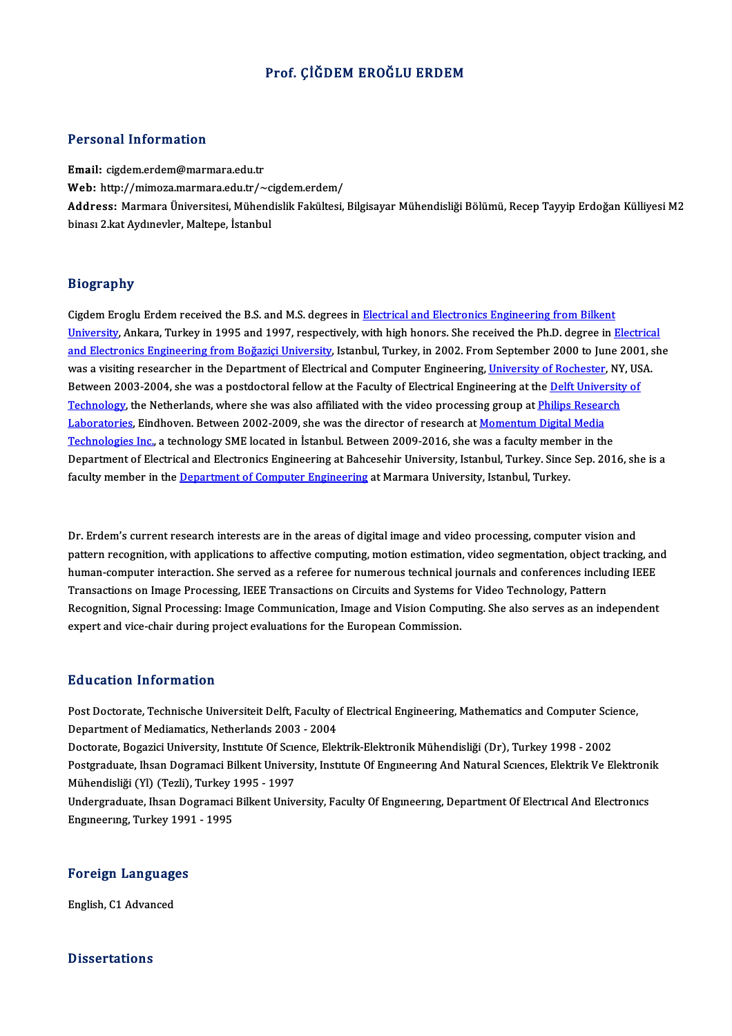# Prof. ÇİĞDEM EROĞLU ERDEM

## Personal Information

**Email:** cigdem.erdem@marmara.edu.tr

**Web:** http://mimoza.marmara.edu.tr/~cigdem.erdem/

**Address:** Marmara Üniversitesi, Mühendislik Fakültesi, Bilgisayar Mühendisliği Bölümü, Recep Tayyip Erdoğan Külliyesi M2 binası 2.kat Aydınevler, Maltepe, İstanbul

## Biography

Cigdem Eroglu Erdem received the B.S. and M.S. degrees in Electrical and Electronics Engineering from Bilkent University, Ankara, Turkey in 1995 and 1997, respectively, with high honors. She received the Ph.D. degree in Electrical and Electronics Engineering from Boğaziçi University, Istanbul, Turkey, in 2002. From September 2000 to June 2001, she was a visiting researcher in the Department of Electrical and Computer Engineering, University of Rochester, NY, USA. Between 2003-2004, she was a postdoctoral fellow at the Faculty of Electrical Engineering at the Delft University of Technology, the Netherlands, where she was also affiliated with the video processing group at Philips Research Laboratories, Eindhoven. Between 2002-2009, she was the director of research at Momentum Digital Media Technologies Inc., a technology SME located in İstanbul. Between 2009-2016, she was a faculty member in the Department of Electrical and Electronics Engineering at Bahcesehir University, Istanbul, Turkey. Since Sep. 2016, she is a faculty member in the Department of Computer Engineering at Marmara University, Istanbul, Turkey.

Dr. Erdem's current research interests are in the areas of digital image and video processing, computer vision and pattern recognition, with applications to affective computing, motion estimation, video segmentation, object tracking, and human-computer interaction. She served as a referee for numerous technical journals and conferences including IEEE Transactions on Image Processing, IEEE Transactions on Circuits and Systems for Video Technology, Pattern Recognition, Signal Processing: Image Communication, Image and Vision Computing. She also serves as an independent expert and vice-chair during project evaluations for the European Commission.

## Education Information

Post Doctorate, Technische Universiteit Delft, Faculty of Electrical Engineering, Mathematics and Computer Science, Department of Mediamatics, Netherlands 2003 - 2004

Doctorate, Bogazici University, Instıtute Of Scıence, Elektrik-Elektronik Mühendisliği (Dr), Turkey 1998 - 2002

Postgraduate, Ihsan Dogramaci Bilkent University, Instıtute Of Engıneerıng And Natural Scıences, Elektrik Ve Elektronik Mühendisliği (Yl) (Tezli), Turkey 1995 - 1997

Undergraduate, Ihsan Dogramaci Bilkent University, Faculty Of Engıneerıng, Department Of Electrıcal And Electronıcs Engıneerıng, Turkey 1991 - 1995

## Foreign Languages

English, C1 Advanced

## Dissertations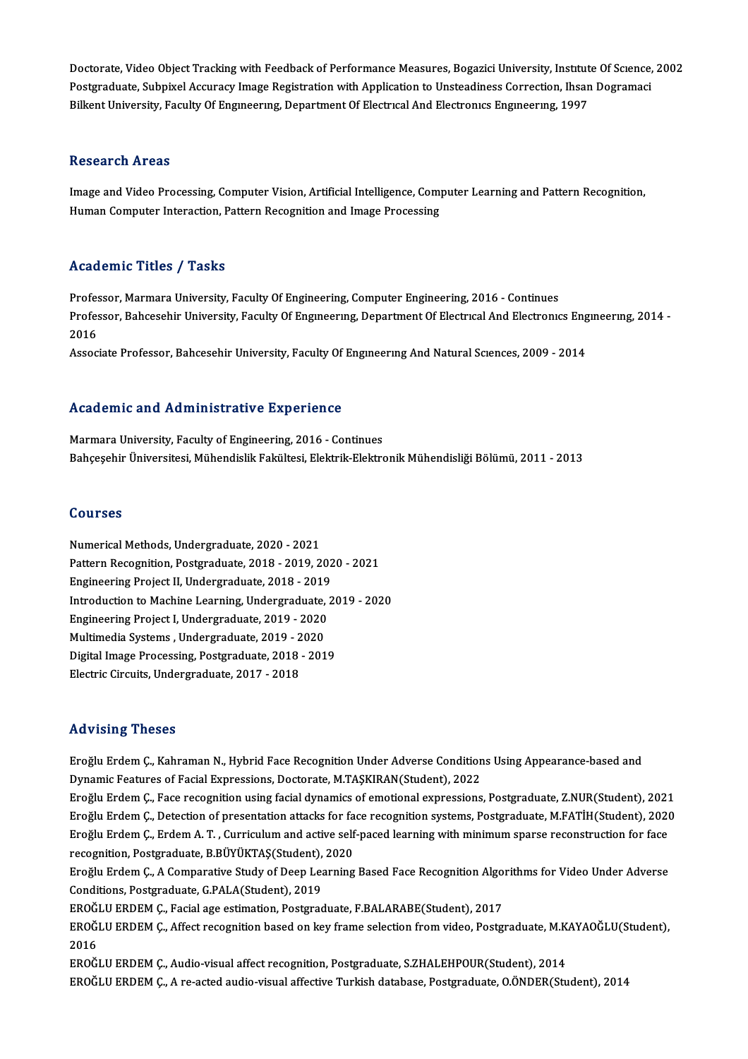Doctorate, Video Object Tracking with Feedback of Performance Measures, Bogazici University, Institute Of Science, 2002
Postgraduate, Subpixel Accuracy Image Registration with Application to Unsteadiness Correction, Ihsan Dogramaci Bilkent University, Faculty Of Engineering, Department Of Electrical And Electronics Engineering, 1997

## Research Areas

Image and Video Processing, Computer Vision, Artificial Intelligence, Computer Learning and Pattern Recognition, Human Computer Interaction, Pattern Recognition and Image Processing

## Academic Titles / Tasks

Professor, Marmara University, Faculty Of Engineering, Computer Engineering, 2016 - Continues
Professor, Bahcesehir University, Faculty Of Engineering, Department Of Electrical And Electronics Engineering, 2014 - 2016
Associate Professor, Bahcesehir University, Faculty Of Engineering And Natural Sciences, 2009 - 2014

## Academic and Administrative Experience

Marmara University, Faculty of Engineering, 2016 - Continues
Bahçeşehir Üniversitesi, Mühendislik Fakültesi, Elektrik-Elektronik Mühendisliği Bölümü, 2011 - 2013

## Courses

Numerical Methods, Undergraduate, 2020 - 2021
Pattern Recognition, Postgraduate, 2018 - 2019, 2020 - 2021
Engineering Project II, Undergraduate, 2018 - 2019
Introduction to Machine Learning, Undergraduate, 2019 - 2020
Engineering Project I, Undergraduate, 2019 - 2020
Multimedia Systems , Undergraduate, 2019 - 2020
Digital Image Processing, Postgraduate, 2018 - 2019
Electric Circuits, Undergraduate, 2017 - 2018

## Advising Theses

Eroğlu Erdem Ç., Kahraman N., Hybrid Face Recognition Under Adverse Conditions Using Appearance-based and Dynamic Features of Facial Expressions, Doctorate, M.TAŞKIRAN(Student), 2022
Eroğlu Erdem Ç., Face recognition using facial dynamics of emotional expressions, Postgraduate, Z.NUR(Student), 2021
Eroğlu Erdem Ç., Detection of presentation attacks for face recognition systems, Postgraduate, M.FATİH(Student), 2020
Eroğlu Erdem Ç., Erdem A. T. , Curriculum and active self-paced learning with minimum sparse reconstruction for face recognition, Postgraduate, B.BÜYÜKTAŞ(Student), 2020
Eroğlu Erdem Ç., A Comparative Study of Deep Learning Based Face Recognition Algorithms for Video Under Adverse Conditions, Postgraduate, G.PALA(Student), 2019
EROĞLU ERDEM Ç., Facial age estimation, Postgraduate, F.BALARABE(Student), 2017
EROĞLU ERDEM Ç., Affect recognition based on key frame selection from video, Postgraduate, M.KAYAOĞLU(Student), 2016
EROĞLU ERDEM Ç., Audio-visual affect recognition, Postgraduate, S.ZHALEHPOUR(Student), 2014
EROĞLU ERDEM Ç., A re-acted audio-visual affective Turkish database, Postgraduate, O.ÖNDER(Student), 2014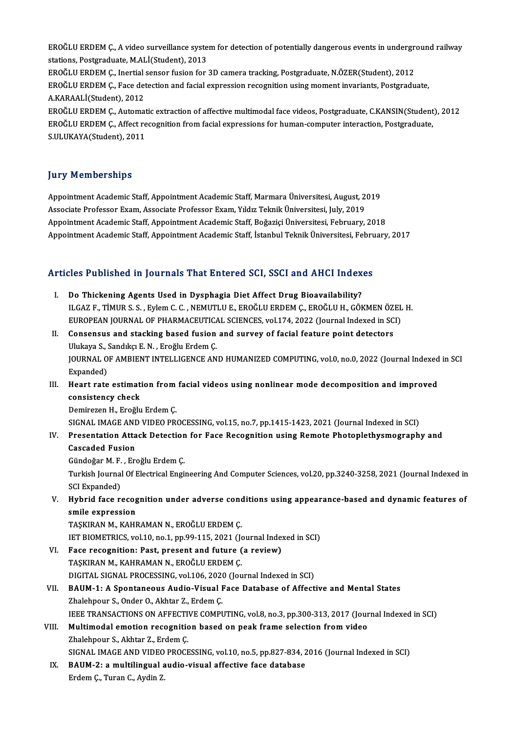EROĞLU ERDEM Ç., A video surveillance system for detection of potentially dangerous events in underground railway stations, Postgraduate, M.ALİ(Student), 2013

EROĞLU ERDEM Ç., Inertial sensor fusion for 3D camera tracking, Postgraduate, N.ÖZER(Student), 2012

EROĞLU ERDEM Ç., Face detection and facial expression recognition using moment invariants, Postgraduate, A.KARAALİ(Student), 2012

EROĞLU ERDEM Ç., Automatic extraction of affective multimodal face videos, Postgraduate, C.KANSIN(Student), 2012

EROĞLU ERDEM Ç., Affect recognition from facial expressions for human-computer interaction, Postgraduate, S.ULUKAYA(Student), 2011

## Jury Memberships

Appointment Academic Staff, Appointment Academic Staff, Marmara Üniversitesi, August, 2019

Associate Professor Exam, Associate Professor Exam, Yıldız Teknik Üniversitesi, July, 2019

Appointment Academic Staff, Appointment Academic Staff, Boğaziçi Üniversitesi, February, 2018

Appointment Academic Staff, Appointment Academic Staff, İstanbul Teknik Üniversitesi, February, 2017

## Articles Published in Journals That Entered SCI, SSCI and AHCI Indexes

I. **Do Thickening Agents Used in Dysphagia Diet Affect Drug Bioavailability?**
ILGAZ F., TİMUR S. S. , Eylem C. C. , NEMUTLU E., EROĞLU ERDEM Ç., EROĞLU H., GÖKMEN ÖZEL H.
EUROPEAN JOURNAL OF PHARMACEUTICAL SCIENCES, vol.174, 2022 (Journal Indexed in SCI)

II. **Consensus and stacking based fusion and survey of facial feature point detectors**
Ulukaya S., Sandıkçı E. N. , Eroğlu Erdem Ç.
JOURNAL OF AMBIENT INTELLIGENCE AND HUMANIZED COMPUTING, vol.0, no.0, 2022 (Journal Indexed in SCI Expanded)

III. **Heart rate estimation from facial videos using nonlinear mode decomposition and improved consistency check**
Demirezen H., Eroğlu Erdem Ç.
SIGNAL IMAGE AND VIDEO PROCESSING, vol.15, no.7, pp.1415-1423, 2021 (Journal Indexed in SCI)

IV. **Presentation Attack Detection for Face Recognition using Remote Photoplethysmography and Cascaded Fusion**
Gündoğar M. F. , Eroğlu Erdem Ç.
Turkish Journal Of Electrical Engineering And Computer Sciences, vol.20, pp.3240-3258, 2021 (Journal Indexed in SCI Expanded)

V. **Hybrid face recognition under adverse conditions using appearance-based and dynamic features of smile expression**
TAŞKIRAN M., KAHRAMAN N., EROĞLU ERDEM Ç.
IET BIOMETRICS, vol.10, no.1, pp.99-115, 2021 (Journal Indexed in SCI)

VI. **Face recognition: Past, present and future (a review)**
TAŞKIRAN M., KAHRAMAN N., EROĞLU ERDEM Ç.
DIGITAL SIGNAL PROCESSING, vol.106, 2020 (Journal Indexed in SCI)

VII. **BAUM-1: A Spontaneous Audio-Visual Face Database of Affective and Mental States**
Zhalehpour S., Onder O., Akhtar Z., Erdem Ç.
IEEE TRANSACTIONS ON AFFECTIVE COMPUTING, vol.8, no.3, pp.300-313, 2017 (Journal Indexed in SCI)

VIII. **Multimodal emotion recognition based on peak frame selection from video**
Zhalehpour S., Akhtar Z., Erdem Ç.
SIGNAL IMAGE AND VIDEO PROCESSING, vol.10, no.5, pp.827-834, 2016 (Journal Indexed in SCI)

IX. **BAUM-2: a multilingual audio-visual affective face database**
Erdem Ç., Turan C., Aydin Z.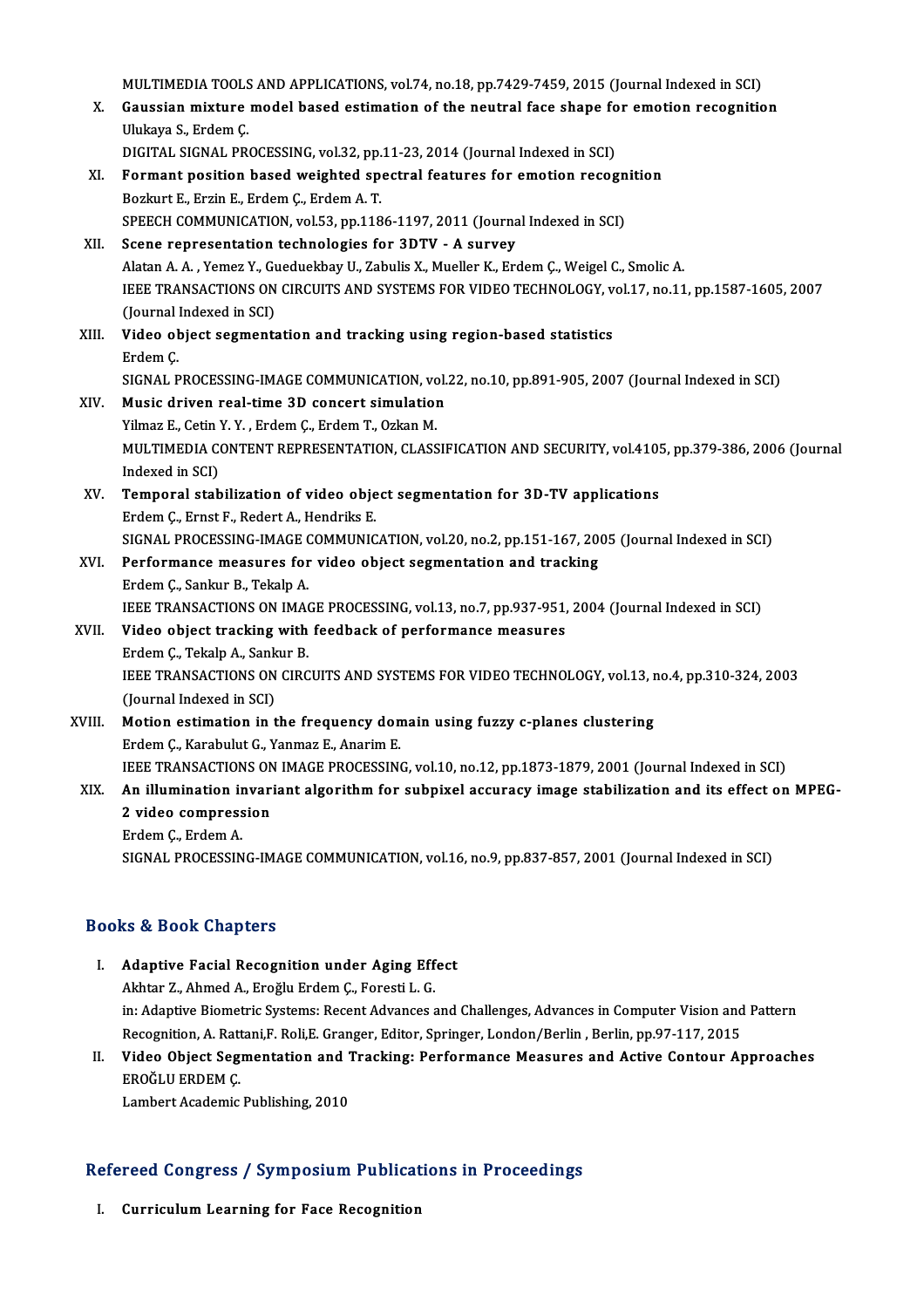MULTIMEDIA TOOLS AND APPLICATIONS, vol.74, no.18, pp.7429-7459, 2015 (Journal Indexed in SCI)

X. **Gaussian mixture model based estimation of the neutral face shape for emotion recognition**
Ulukaya S., Erdem Ç.
DIGITAL SIGNAL PROCESSING, vol.32, pp.11-23, 2014 (Journal Indexed in SCI)

XI. **Formant position based weighted spectral features for emotion recognition**
Bozkurt E., Erzin E., Erdem Ç., Erdem A. T.
SPEECH COMMUNICATION, vol.53, pp.1186-1197, 2011 (Journal Indexed in SCI)

XII. **Scene representation technologies for 3DTV - A survey**
Alatan A. A. , Yemez Y., Gueduekbay U., Zabulis X., Mueller K., Erdem Ç., Weigel C., Smolic A.
IEEE TRANSACTIONS ON CIRCUITS AND SYSTEMS FOR VIDEO TECHNOLOGY, vol.17, no.11, pp.1587-1605, 2007 (Journal Indexed in SCI)

XIII. **Video object segmentation and tracking using region-based statistics**
Erdem Ç.
SIGNAL PROCESSING-IMAGE COMMUNICATION, vol.22, no.10, pp.891-905, 2007 (Journal Indexed in SCI)

XIV. **Music driven real-time 3D concert simulation**
Yilmaz E., Cetin Y. Y. , Erdem Ç., Erdem T., Ozkan M.
MULTIMEDIA CONTENT REPRESENTATION, CLASSIFICATION AND SECURITY, vol.4105, pp.379-386, 2006 (Journal Indexed in SCI)

XV. **Temporal stabilization of video object segmentation for 3D-TV applications**
Erdem Ç., Ernst F., Redert A., Hendriks E.
SIGNAL PROCESSING-IMAGE COMMUNICATION, vol.20, no.2, pp.151-167, 2005 (Journal Indexed in SCI)

XVI. **Performance measures for video object segmentation and tracking**
Erdem Ç., Sankur B., Tekalp A.
IEEE TRANSACTIONS ON IMAGE PROCESSING, vol.13, no.7, pp.937-951, 2004 (Journal Indexed in SCI)

XVII. **Video object tracking with feedback of performance measures**
Erdem Ç., Tekalp A., Sankur B.
IEEE TRANSACTIONS ON CIRCUITS AND SYSTEMS FOR VIDEO TECHNOLOGY, vol.13, no.4, pp.310-324, 2003 (Journal Indexed in SCI)

XVIII. **Motion estimation in the frequency domain using fuzzy c-planes clustering**
Erdem Ç., Karabulut G., Yanmaz E., Anarim E.
IEEE TRANSACTIONS ON IMAGE PROCESSING, vol.10, no.12, pp.1873-1879, 2001 (Journal Indexed in SCI)

XIX. **An illumination invariant algorithm for subpixel accuracy image stabilization and its effect on MPEG-2 video compression**
Erdem Ç., Erdem A.
SIGNAL PROCESSING-IMAGE COMMUNICATION, vol.16, no.9, pp.837-857, 2001 (Journal Indexed in SCI)

## Books & Book Chapters

I. **Adaptive Facial Recognition under Aging Effect**
Akhtar Z., Ahmed A., Eroğlu Erdem Ç., Foresti L. G.
in: Adaptive Biometric Systems: Recent Advances and Challenges, Advances in Computer Vision and Pattern Recognition, A. Rattani,F. Roli,E. Granger, Editor, Springer, London/Berlin , Berlin, pp.97-117, 2015

II. **Video Object Segmentation and Tracking: Performance Measures and Active Contour Approaches**
EROĞLU ERDEM Ç.
Lambert Academic Publishing, 2010

## Refereed Congress / Symposium Publications in Proceedings

I. **Curriculum Learning for Face Recognition**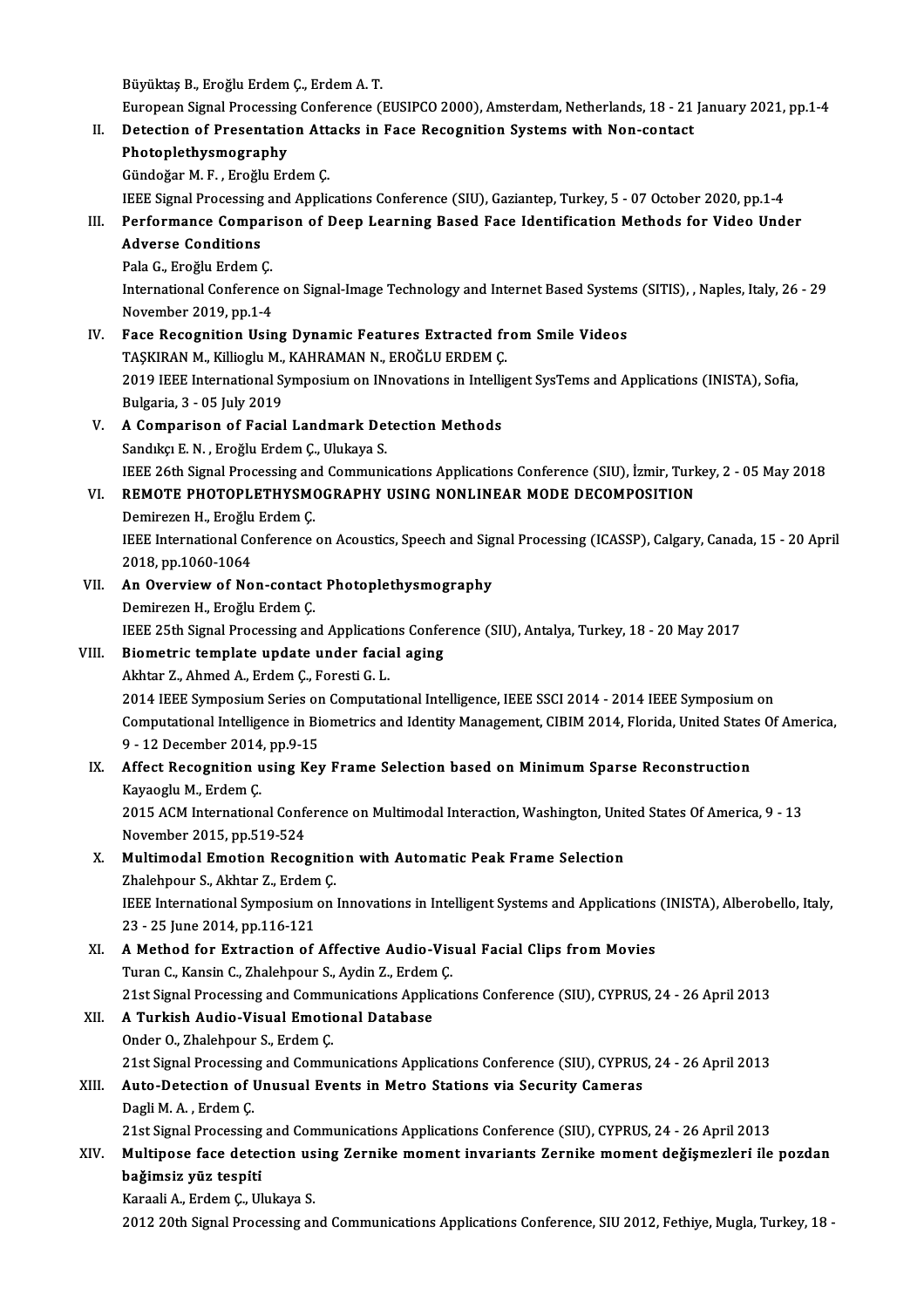Büyüktaş B., Eroğlu Erdem Ç., Erdem A. T.
European Signal Processing Conference (EUSIPCO 2000), Amsterdam, Netherlands, 18 - 21 January 2021, pp.1-4

II. **Detection of Presentation Attacks in Face Recognition Systems with Non-contact Photoplethysmography**
Gündoğar M. F. , Eroğlu Erdem Ç.
IEEE Signal Processing and Applications Conference (SIU), Gaziantep, Turkey, 5 - 07 October 2020, pp.1-4

III. **Performance Comparison of Deep Learning Based Face Identification Methods for Video Under Adverse Conditions**
Pala G., Eroğlu Erdem Ç.
International Conference on Signal-Image Technology and Internet Based Systems (SITIS), , Naples, Italy, 26 - 29 November 2019, pp.1-4

IV. **Face Recognition Using Dynamic Features Extracted from Smile Videos**
TAŞKIRAN M., Killioglu M., KAHRAMAN N., EROĞLU ERDEM Ç.
2019 IEEE International Symposium on INnovations in Intelligent SysTems and Applications (INISTA), Sofia, Bulgaria, 3 - 05 July 2019

V. **A Comparison of Facial Landmark Detection Methods**
Sandıkçı E. N. , Eroğlu Erdem Ç., Ulukaya S.
IEEE 26th Signal Processing and Communications Applications Conference (SIU), İzmir, Turkey, 2 - 05 May 2018

VI. **REMOTE PHOTOPLETHYSMOGRAPHY USING NONLINEAR MODE DECOMPOSITION**
Demirezen H., Eroğlu Erdem Ç.
IEEE International Conference on Acoustics, Speech and Signal Processing (ICASSP), Calgary, Canada, 15 - 20 April 2018, pp.1060-1064

VII. **An Overview of Non-contact Photoplethysmography**
Demirezen H., Eroğlu Erdem Ç.
IEEE 25th Signal Processing and Applications Conference (SIU), Antalya, Turkey, 18 - 20 May 2017

VIII. **Biometric template update under facial aging**
Akhtar Z., Ahmed A., Erdem Ç., Foresti G. L.
2014 IEEE Symposium Series on Computational Intelligence, IEEE SSCI 2014 - 2014 IEEE Symposium on Computational Intelligence in Biometrics and Identity Management, CIBIM 2014, Florida, United States Of America, 9 - 12 December 2014, pp.9-15

IX. **Affect Recognition using Key Frame Selection based on Minimum Sparse Reconstruction**
Kayaoglu M., Erdem Ç.
2015 ACM International Conference on Multimodal Interaction, Washington, United States Of America, 9 - 13 November 2015, pp.519-524

X. **Multimodal Emotion Recognition with Automatic Peak Frame Selection**
Zhalehpour S., Akhtar Z., Erdem Ç.
IEEE International Symposium on Innovations in Intelligent Systems and Applications (INISTA), Alberobello, Italy, 23 - 25 June 2014, pp.116-121

XI. **A Method for Extraction of Affective Audio-Visual Facial Clips from Movies**
Turan C., Kansin C., Zhalehpour S., Aydin Z., Erdem Ç.
21st Signal Processing and Communications Applications Conference (SIU), CYPRUS, 24 - 26 April 2013

XII. **A Turkish Audio-Visual Emotional Database**
Onder O., Zhalehpour S., Erdem Ç.
21st Signal Processing and Communications Applications Conference (SIU), CYPRUS, 24 - 26 April 2013

XIII. **Auto-Detection of Unusual Events in Metro Stations via Security Cameras**
Dagli M. A. , Erdem Ç.
21st Signal Processing and Communications Applications Conference (SIU), CYPRUS, 24 - 26 April 2013

XIV. **Multipose face detection using Zernike moment invariants Zernike moment değişmezleri ile pozdan bağimsiz yüz tespiti**
Karaali A., Erdem Ç., Ulukaya S.
2012 20th Signal Processing and Communications Applications Conference, SIU 2012, Fethiye, Mugla, Turkey, 18 -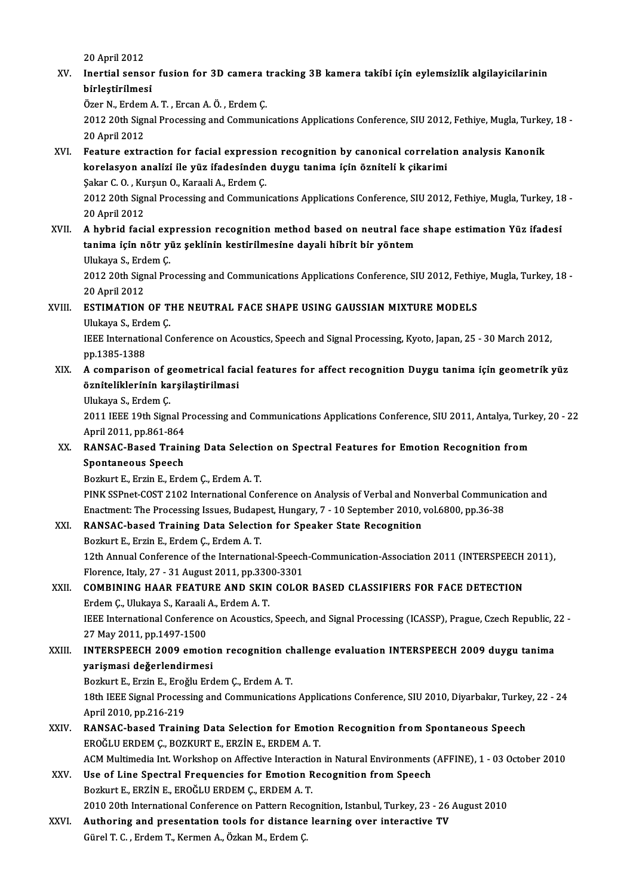20 April 2012

XV. **Inertial sensor fusion for 3D camera tracking 3B kamera takibi için eylemsizlik algilayicilarinin birleştirilmesi**
Özer N., Erdem A. T. , Ercan A. Ö. , Erdem Ç.
2012 20th Signal Processing and Communications Applications Conference, SIU 2012, Fethiye, Mugla, Turkey, 18 - 20 April 2012

XVI. **Feature extraction for facial expression recognition by canonical correlation analysis Kanonik korelasyon analizi ile yüz ifadesinden duygu tanima için özniteli k çikarimi**
Şakar C. O. , Kurşun O., Karaali A., Erdem Ç.
2012 20th Signal Processing and Communications Applications Conference, SIU 2012, Fethiye, Mugla, Turkey, 18 - 20 April 2012

XVII. **A hybrid facial expression recognition method based on neutral face shape estimation Yüz ifadesi tanima için nötr yüz şeklinin kestirilmesine dayali hibrit bir yöntem**
Ulukaya S., Erdem Ç.
2012 20th Signal Processing and Communications Applications Conference, SIU 2012, Fethiye, Mugla, Turkey, 18 - 20 April 2012

XVIII. **ESTIMATION OF THE NEUTRAL FACE SHAPE USING GAUSSIAN MIXTURE MODELS**
Ulukaya S., Erdem Ç.
IEEE International Conference on Acoustics, Speech and Signal Processing, Kyoto, Japan, 25 - 30 March 2012, pp.1385-1388

XIX. **A comparison of geometrical facial features for affect recognition Duygu tanima için geometrik yüz özniteliklerinin karşilaştirilmasi**
Ulukaya S., Erdem Ç.
2011 IEEE 19th Signal Processing and Communications Applications Conference, SIU 2011, Antalya, Turkey, 20 - 22 April 2011, pp.861-864

XX. **RANSAC-Based Training Data Selection on Spectral Features for Emotion Recognition from Spontaneous Speech**
Bozkurt E., Erzin E., Erdem Ç., Erdem A. T.
PINK SSPnet-COST 2102 International Conference on Analysis of Verbal and Nonverbal Communication and Enactment: The Processing Issues, Budapest, Hungary, 7 - 10 September 2010, vol.6800, pp.36-38

XXI. **RANSAC-based Training Data Selection for Speaker State Recognition**
Bozkurt E., Erzin E., Erdem Ç., Erdem A. T.
12th Annual Conference of the International-Speech-Communication-Association 2011 (INTERSPEECH 2011), Florence, Italy, 27 - 31 August 2011, pp.3300-3301

XXII. **COMBINING HAAR FEATURE AND SKIN COLOR BASED CLASSIFIERS FOR FACE DETECTION**
Erdem Ç., Ulukaya S., Karaali A., Erdem A. T.
IEEE International Conference on Acoustics, Speech, and Signal Processing (ICASSP), Prague, Czech Republic, 22 - 27 May 2011, pp.1497-1500

XXIII. **INTERSPEECH 2009 emotion recognition challenge evaluation INTERSPEECH 2009 duygu tanima yarişmasi değerlendirmesi**
Bozkurt E., Erzin E., Eroğlu Erdem Ç., Erdem A. T.
18th IEEE Signal Processing and Communications Applications Conference, SIU 2010, Diyarbakır, Turkey, 22 - 24 April 2010, pp.216-219

XXIV. **RANSAC-based Training Data Selection for Emotion Recognition from Spontaneous Speech**
EROĞLU ERDEM Ç., BOZKURT E., ERZİN E., ERDEM A. T.
ACM Multimedia Int. Workshop on Affective Interaction in Natural Environments (AFFINE), 1 - 03 October 2010

XXV. **Use of Line Spectral Frequencies for Emotion Recognition from Speech**
Bozkurt E., ERZİN E., EROĞLU ERDEM Ç., ERDEM A. T.
2010 20th International Conference on Pattern Recognition, Istanbul, Turkey, 23 - 26 August 2010

XXVI. **Authoring and presentation tools for distance learning over interactive TV**
Gürel T. C. , Erdem T., Kermen A., Özkan M., Erdem Ç.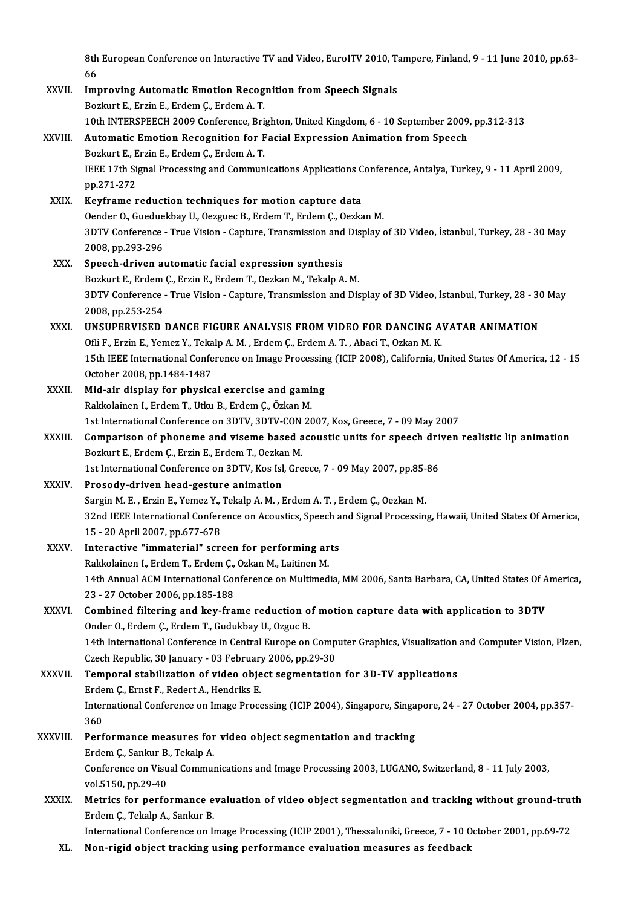8th European Conference on Interactive TV and Video, EuroITV 2010, Tampere, Finland, 9 - 11 June 2010, pp.63-66

XXVII. **Improving Automatic Emotion Recognition from Speech Signals**
Bozkurt E., Erzin E., Erdem Ç., Erdem A. T.
10th INTERSPEECH 2009 Conference, Brighton, United Kingdom, 6 - 10 September 2009, pp.312-313

XXVIII. **Automatic Emotion Recognition for Facial Expression Animation from Speech**
Bozkurt E., Erzin E., Erdem Ç., Erdem A. T.
IEEE 17th Signal Processing and Communications Applications Conference, Antalya, Turkey, 9 - 11 April 2009, pp.271-272

XXIX. **Keyframe reduction techniques for motion capture data**
Oender O., Gueduekbay U., Oezguec B., Erdem T., Erdem Ç., Oezkan M.
3DTV Conference - True Vision - Capture, Transmission and Display of 3D Video, İstanbul, Turkey, 28 - 30 May 2008, pp.293-296

XXX. **Speech-driven automatic facial expression synthesis**
Bozkurt E., Erdem Ç., Erzin E., Erdem T., Oezkan M., Tekalp A. M.
3DTV Conference - True Vision - Capture, Transmission and Display of 3D Video, İstanbul, Turkey, 28 - 30 May 2008, pp.253-254

XXXI. **UNSUPERVISED DANCE FIGURE ANALYSIS FROM VIDEO FOR DANCING AVATAR ANIMATION**
Ofli F., Erzin E., Yemez Y., Tekalp A. M. , Erdem Ç., Erdem A. T. , Abaci T., Ozkan M. K.
15th IEEE International Conference on Image Processing (ICIP 2008), California, United States Of America, 12 - 15 October 2008, pp.1484-1487

XXXII. **Mid-air display for physical exercise and gaming**
Rakkolainen I., Erdem T., Utku B., Erdem Ç., Özkan M.
1st International Conference on 3DTV, 3DTV-CON 2007, Kos, Greece, 7 - 09 May 2007

XXXIII. **Comparison of phoneme and viseme based acoustic units for speech driven realistic lip animation**
Bozkurt E., Erdem Ç., Erzin E., Erdem T., Oezkan M.
1st International Conference on 3DTV, Kos Isl, Greece, 7 - 09 May 2007, pp.85-86

XXXIV. **Prosody-driven head-gesture animation**
Sargin M. E. , Erzin E., Yemez Y., Tekalp A. M. , Erdem A. T. , Erdem Ç., Oezkan M.
32nd IEEE International Conference on Acoustics, Speech and Signal Processing, Hawaii, United States Of America, 15 - 20 April 2007, pp.677-678

XXXV. **Interactive "immaterial" screen for performing arts**
Rakkolainen I., Erdem T., Erdem Ç., Ozkan M., Laitinen M.
14th Annual ACM International Conference on Multimedia, MM 2006, Santa Barbara, CA, United States Of America, 23 - 27 October 2006, pp.185-188

XXXVI. **Combined filtering and key-frame reduction of motion capture data with application to 3DTV**
Onder O., Erdem Ç., Erdem T., Gudukbay U., Ozguc B.
14th International Conference in Central Europe on Computer Graphics, Visualization and Computer Vision, Plzen, Czech Republic, 30 January - 03 February 2006, pp.29-30

XXXVII. **Temporal stabilization of video object segmentation for 3D-TV applications**
Erdem Ç., Ernst F., Redert A., Hendriks E.
International Conference on Image Processing (ICIP 2004), Singapore, Singapore, 24 - 27 October 2004, pp.357-360

XXXVIII. **Performance measures for video object segmentation and tracking**
Erdem Ç., Sankur B., Tekalp A.
Conference on Visual Communications and Image Processing 2003, LUGANO, Switzerland, 8 - 11 July 2003, vol.5150, pp.29-40

XXXIX. **Metrics for performance evaluation of video object segmentation and tracking without ground-truth**
Erdem Ç., Tekalp A., Sankur B.
International Conference on Image Processing (ICIP 2001), Thessaloniki, Greece, 7 - 10 October 2001, pp.69-72

XL. **Non-rigid object tracking using performance evaluation measures as feedback**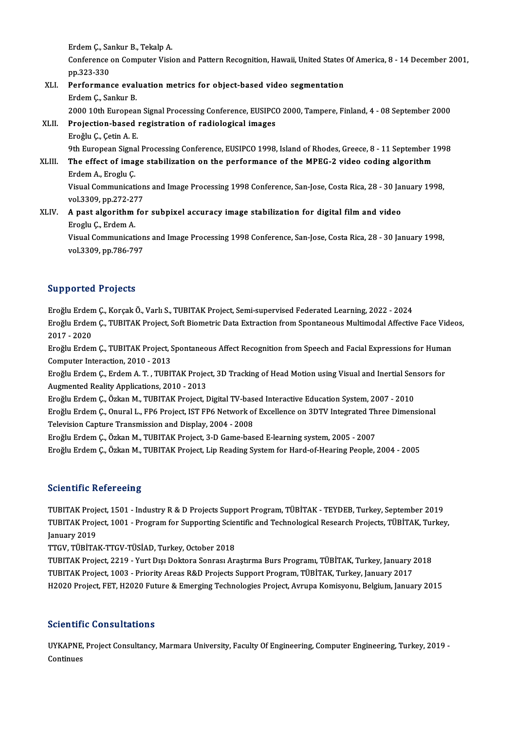Erdem Ç., Sankur B., Tekalp A.

Conference on Computer Vision and Pattern Recognition, Hawaii, United States Of America, 8 - 14 December 2001, pp.323-330

XLI. **Performance evaluation metrics for object-based video segmentation**
Erdem Ç., Sankur B.
2000 10th European Signal Processing Conference, EUSIPCO 2000, Tampere, Finland, 4 - 08 September 2000

XLII. **Projection-based registration of radiological images**
Eroğlu Ç., Çetin A. E.
9th European Signal Processing Conference, EUSIPCO 1998, Island of Rhodes, Greece, 8 - 11 September 1998

XLIII. **The effect of image stabilization on the performance of the MPEG-2 video coding algorithm**
Erdem A., Eroglu Ç.
Visual Communications and Image Processing 1998 Conference, San-Jose, Costa Rica, 28 - 30 January 1998, vol.3309, pp.272-277

XLIV. **A past algorithm for subpixel accuracy image stabilization for digital film and video**
Eroglu Ç., Erdem A.
Visual Communications and Image Processing 1998 Conference, San-Jose, Costa Rica, 28 - 30 January 1998, vol.3309, pp.786-797

## Supported Projects

Eroğlu Erdem Ç., Korçak Ö., Varlı S., TUBITAK Project, Semi-supervised Federated Learning, 2022 - 2024

Eroğlu Erdem Ç., TUBITAK Project, Soft Biometric Data Extraction from Spontaneous Multimodal Affective Face Videos, 2017 - 2020

Eroğlu Erdem Ç., TUBITAK Project, Spontaneous Affect Recognition from Speech and Facial Expressions for Human Computer Interaction, 2010 - 2013

Eroğlu Erdem Ç., Erdem A. T. , TUBITAK Project, 3D Tracking of Head Motion using Visual and Inertial Sensors for Augmented Reality Applications, 2010 - 2013

Eroğlu Erdem Ç., Özkan M., TUBITAK Project, Digital TV-based Interactive Education System, 2007 - 2010

Eroğlu Erdem Ç., Onural L., FP6 Project, IST FP6 Network of Excellence on 3DTV Integrated Three Dimensional Television Capture Transmission and Display, 2004 - 2008

Eroğlu Erdem Ç., Özkan M., TUBITAK Project, 3-D Game-based E-learning system, 2005 - 2007

Eroğlu Erdem Ç., Özkan M., TUBITAK Project, Lip Reading System for Hard-of-Hearing People, 2004 - 2005

## Scientific Refereeing

TUBITAK Project, 1501 - Industry R & D Projects Support Program, TÜBİTAK - TEYDEB, Turkey, September 2019

TUBITAK Project, 1001 - Program for Supporting Scientific and Technological Research Projects, TÜBİTAK, Turkey, January 2019

TTGV, TÜBİTAK-TTGV-TÜSİAD, Turkey, October 2018

TUBITAK Project, 2219 - Yurt Dışı Doktora Sonrası Araştırma Burs Programı, TÜBİTAK, Turkey, January 2018

TUBITAK Project, 1003 - Priority Areas R&D Projects Support Program, TÜBİTAK, Turkey, January 2017

H2020 Project, FET, H2020 Future & Emerging Technologies Project, Avrupa Komisyonu, Belgium, January 2015

## Scientific Consultations

UYKAPNE, Project Consultancy, Marmara University, Faculty Of Engineering, Computer Engineering, Turkey, 2019 - Continues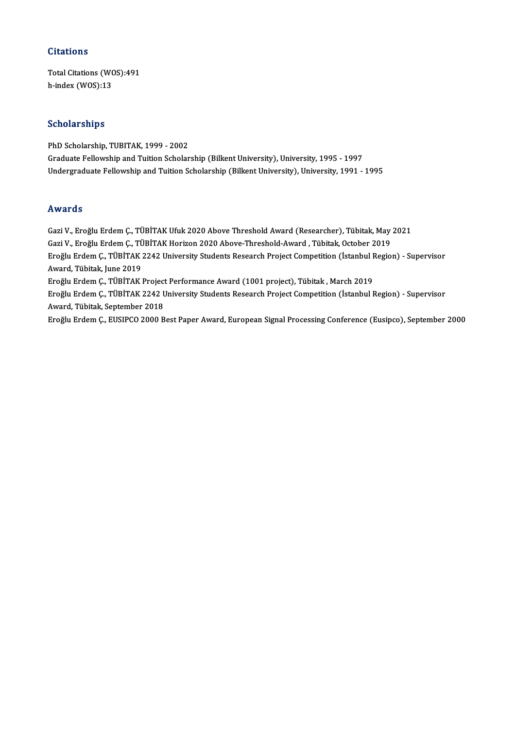## Citations

Total Citations (WOS):491
h-index (WOS):13

## Scholarships

PhD Scholarship, TUBITAK, 1999 - 2002
Graduate Fellowship and Tuition Scholarship (Bilkent University), University, 1995 - 1997
Undergraduate Fellowship and Tuition Scholarship (Bilkent University), University, 1991 - 1995

## Awards

Gazi V., Eroğlu Erdem Ç., TÜBİTAK Ufuk 2020 Above Threshold Award (Researcher), Tübitak, May 2021
Gazi V., Eroğlu Erdem Ç., TÜBİTAK Horizon 2020 Above-Threshold-Award , Tübitak, October 2019
Eroğlu Erdem Ç., TÜBİTAK 2242 University Students Research Project Competition (İstanbul Region) - Supervisor Award, Tübitak, June 2019
Eroğlu Erdem Ç., TÜBİTAK Project Performance Award (1001 project), Tübitak , March 2019
Eroğlu Erdem Ç., TÜBİTAK 2242 University Students Research Project Competition (İstanbul Region) - Supervisor Award, Tübitak, September 2018
Eroğlu Erdem Ç., EUSIPCO 2000 Best Paper Award, European Signal Processing Conference (Eusipco), September 2000